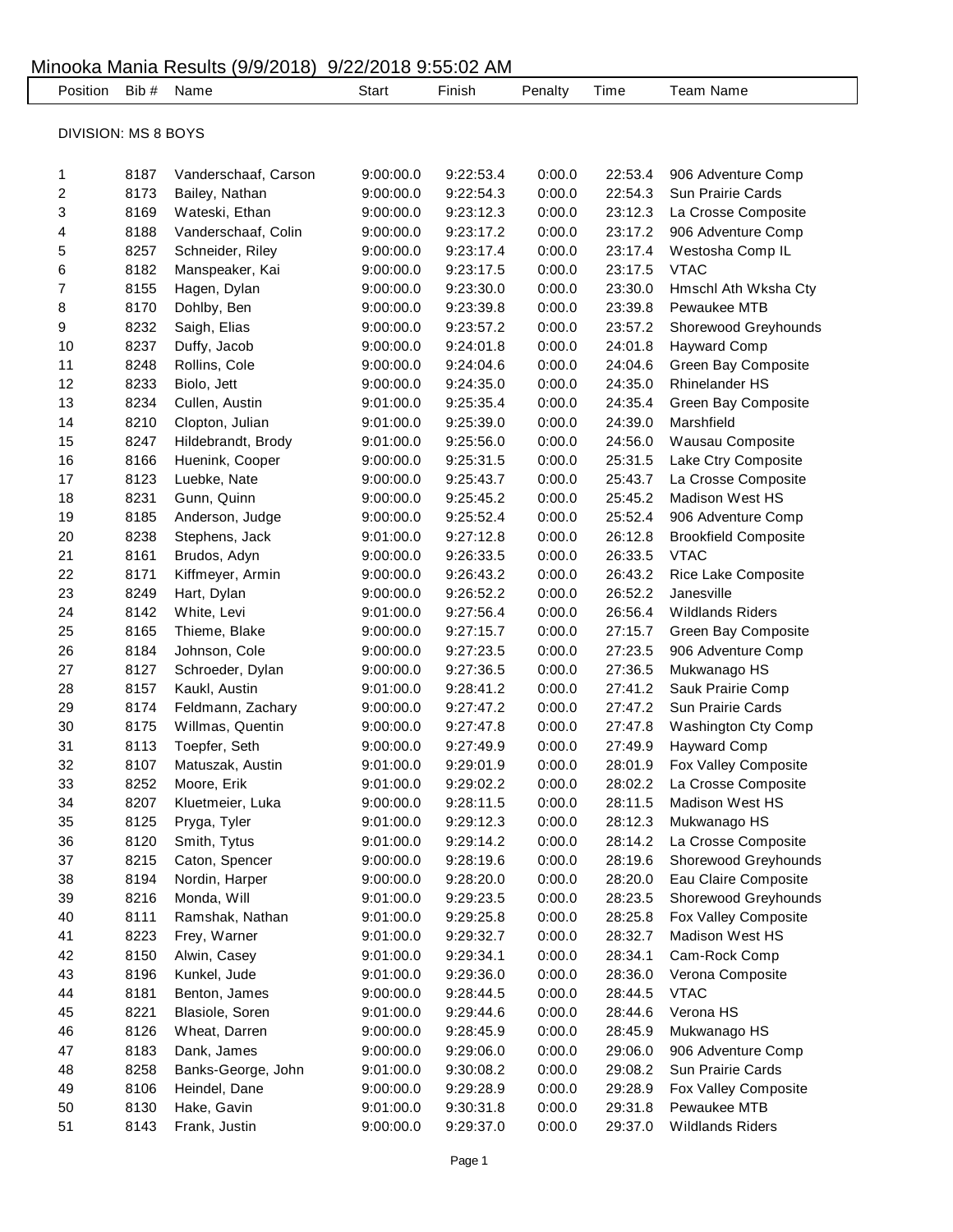# Minooka Mania Results (9/9/2018) 9/22/2018 9:55:02 AM

## DIVISION: MS 8 BOYS

| Position | Bib # | Name | Start | Finish | Penalty | Time | Team Name |
|---|---|---|---|---|---|---|---|
| 1 | 8187 | Vanderschaaf, Carson | 9:00:00.0 | 9:22:53.4 | 0:00.0 | 22:53.4 | 906 Adventure Comp |
| 2 | 8173 | Bailey, Nathan | 9:00:00.0 | 9:22:54.3 | 0:00.0 | 22:54.3 | Sun Prairie Cards |
| 3 | 8169 | Wateski, Ethan | 9:00:00.0 | 9:23:12.3 | 0:00.0 | 23:12.3 | La Crosse Composite |
| 4 | 8188 | Vanderschaaf, Colin | 9:00:00.0 | 9:23:17.2 | 0:00.0 | 23:17.2 | 906 Adventure Comp |
| 5 | 8257 | Schneider, Riley | 9:00:00.0 | 9:23:17.4 | 0:00.0 | 23:17.4 | Westosha Comp IL |
| 6 | 8182 | Manspeaker, Kai | 9:00:00.0 | 9:23:17.5 | 0:00.0 | 23:17.5 | VTAC |
| 7 | 8155 | Hagen, Dylan | 9:00:00.0 | 9:23:30.0 | 0:00.0 | 23:30.0 | Hmschl Ath Wksha Cty |
| 8 | 8170 | Dohlby, Ben | 9:00:00.0 | 9:23:39.8 | 0:00.0 | 23:39.8 | Pewaukee MTB |
| 9 | 8232 | Saigh, Elias | 9:00:00.0 | 9:23:57.2 | 0:00.0 | 23:57.2 | Shorewood Greyhounds |
| 10 | 8237 | Duffy, Jacob | 9:00:00.0 | 9:24:01.8 | 0:00.0 | 24:01.8 | Hayward Comp |
| 11 | 8248 | Rollins, Cole | 9:00:00.0 | 9:24:04.6 | 0:00.0 | 24:04.6 | Green Bay Composite |
| 12 | 8233 | Biolo, Jett | 9:00:00.0 | 9:24:35.0 | 0:00.0 | 24:35.0 | Rhinelander HS |
| 13 | 8234 | Cullen, Austin | 9:01:00.0 | 9:25:35.4 | 0:00.0 | 24:35.4 | Green Bay Composite |
| 14 | 8210 | Clopton, Julian | 9:01:00.0 | 9:25:39.0 | 0:00.0 | 24:39.0 | Marshfield |
| 15 | 8247 | Hildebrandt, Brody | 9:01:00.0 | 9:25:56.0 | 0:00.0 | 24:56.0 | Wausau Composite |
| 16 | 8166 | Huenink, Cooper | 9:00:00.0 | 9:25:31.5 | 0:00.0 | 25:31.5 | Lake Ctry Composite |
| 17 | 8123 | Luebke, Nate | 9:00:00.0 | 9:25:43.7 | 0:00.0 | 25:43.7 | La Crosse Composite |
| 18 | 8231 | Gunn, Quinn | 9:00:00.0 | 9:25:45.2 | 0:00.0 | 25:45.2 | Madison West HS |
| 19 | 8185 | Anderson, Judge | 9:00:00.0 | 9:25:52.4 | 0:00.0 | 25:52.4 | 906 Adventure Comp |
| 20 | 8238 | Stephens, Jack | 9:01:00.0 | 9:27:12.8 | 0:00.0 | 26:12.8 | Brookfield Composite |
| 21 | 8161 | Brudos, Adyn | 9:00:00.0 | 9:26:33.5 | 0:00.0 | 26:33.5 | VTAC |
| 22 | 8171 | Kiffmeyer, Armin | 9:00:00.0 | 9:26:43.2 | 0:00.0 | 26:43.2 | Rice Lake Composite |
| 23 | 8249 | Hart, Dylan | 9:00:00.0 | 9:26:52.2 | 0:00.0 | 26:52.2 | Janesville |
| 24 | 8142 | White, Levi | 9:01:00.0 | 9:27:56.4 | 0:00.0 | 26:56.4 | Wildlands Riders |
| 25 | 8165 | Thieme, Blake | 9:00:00.0 | 9:27:15.7 | 0:00.0 | 27:15.7 | Green Bay Composite |
| 26 | 8184 | Johnson, Cole | 9:00:00.0 | 9:27:23.5 | 0:00.0 | 27:23.5 | 906 Adventure Comp |
| 27 | 8127 | Schroeder, Dylan | 9:00:00.0 | 9:27:36.5 | 0:00.0 | 27:36.5 | Mukwanago HS |
| 28 | 8157 | Kaukl, Austin | 9:01:00.0 | 9:28:41.2 | 0:00.0 | 27:41.2 | Sauk Prairie Comp |
| 29 | 8174 | Feldmann, Zachary | 9:00:00.0 | 9:27:47.2 | 0:00.0 | 27:47.2 | Sun Prairie Cards |
| 30 | 8175 | Willmas, Quentin | 9:00:00.0 | 9:27:47.8 | 0:00.0 | 27:47.8 | Washington Cty Comp |
| 31 | 8113 | Toepfer, Seth | 9:00:00.0 | 9:27:49.9 | 0:00.0 | 27:49.9 | Hayward Comp |
| 32 | 8107 | Matuszak, Austin | 9:01:00.0 | 9:29:01.9 | 0:00.0 | 28:01.9 | Fox Valley Composite |
| 33 | 8252 | Moore, Erik | 9:01:00.0 | 9:29:02.2 | 0:00.0 | 28:02.2 | La Crosse Composite |
| 34 | 8207 | Kluetmeier, Luka | 9:00:00.0 | 9:28:11.5 | 0:00.0 | 28:11.5 | Madison West HS |
| 35 | 8125 | Pryga, Tyler | 9:01:00.0 | 9:29:12.3 | 0:00.0 | 28:12.3 | Mukwanago HS |
| 36 | 8120 | Smith, Tytus | 9:01:00.0 | 9:29:14.2 | 0:00.0 | 28:14.2 | La Crosse Composite |
| 37 | 8215 | Caton, Spencer | 9:00:00.0 | 9:28:19.6 | 0:00.0 | 28:19.6 | Shorewood Greyhounds |
| 38 | 8194 | Nordin, Harper | 9:00:00.0 | 9:28:20.0 | 0:00.0 | 28:20.0 | Eau Claire Composite |
| 39 | 8216 | Monda, Will | 9:01:00.0 | 9:29:23.5 | 0:00.0 | 28:23.5 | Shorewood Greyhounds |
| 40 | 8111 | Ramshak, Nathan | 9:01:00.0 | 9:29:25.8 | 0:00.0 | 28:25.8 | Fox Valley Composite |
| 41 | 8223 | Frey, Warner | 9:01:00.0 | 9:29:32.7 | 0:00.0 | 28:32.7 | Madison West HS |
| 42 | 8150 | Alwin, Casey | 9:01:00.0 | 9:29:34.1 | 0:00.0 | 28:34.1 | Cam-Rock Comp |
| 43 | 8196 | Kunkel, Jude | 9:01:00.0 | 9:29:36.0 | 0:00.0 | 28:36.0 | Verona Composite |
| 44 | 8181 | Benton, James | 9:00:00.0 | 9:28:44.5 | 0:00.0 | 28:44.5 | VTAC |
| 45 | 8221 | Blasiole, Soren | 9:01:00.0 | 9:29:44.6 | 0:00.0 | 28:44.6 | Verona HS |
| 46 | 8126 | Wheat, Darren | 9:00:00.0 | 9:28:45.9 | 0:00.0 | 28:45.9 | Mukwanago HS |
| 47 | 8183 | Dank, James | 9:00:00.0 | 9:29:06.0 | 0:00.0 | 29:06.0 | 906 Adventure Comp |
| 48 | 8258 | Banks-George, John | 9:01:00.0 | 9:30:08.2 | 0:00.0 | 29:08.2 | Sun Prairie Cards |
| 49 | 8106 | Heindel, Dane | 9:00:00.0 | 9:29:28.9 | 0:00.0 | 29:28.9 | Fox Valley Composite |
| 50 | 8130 | Hake, Gavin | 9:01:00.0 | 9:30:31.8 | 0:00.0 | 29:31.8 | Pewaukee MTB |
| 51 | 8143 | Frank, Justin | 9:00:00.0 | 9:29:37.0 | 0:00.0 | 29:37.0 | Wildlands Riders |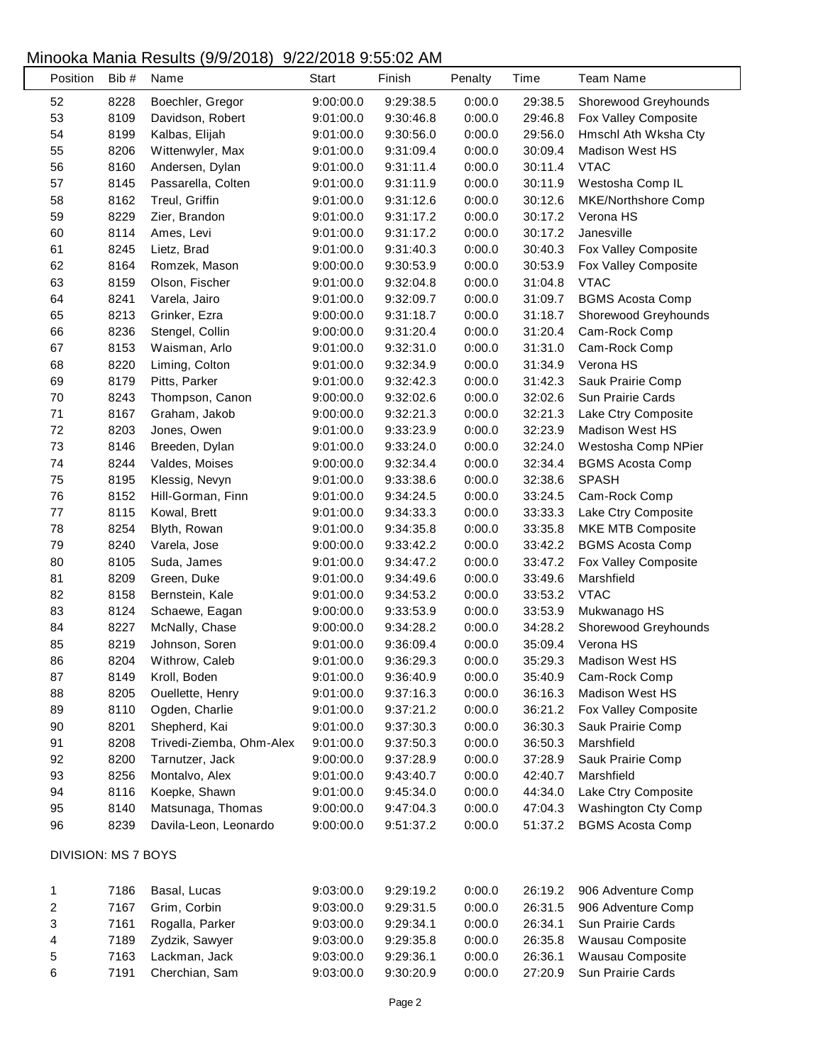Minooka Mania Results (9/9/2018) 9/22/2018 9:55:02 AM

| Position | Bib # | Name | Start | Finish | Penalty | Time | Team Name |
|---|---|---|---|---|---|---|---|
| 52 | 8228 | Boechler, Gregor | 9:00:00.0 | 9:29:38.5 | 0:00.0 | 29:38.5 | Shorewood Greyhounds |
| 53 | 8109 | Davidson, Robert | 9:01:00.0 | 9:30:46.8 | 0:00.0 | 29:46.8 | Fox Valley Composite |
| 54 | 8199 | Kalbas, Elijah | 9:01:00.0 | 9:30:56.0 | 0:00.0 | 29:56.0 | Hmschl Ath Wksha Cty |
| 55 | 8206 | Wittenwyler, Max | 9:01:00.0 | 9:31:09.4 | 0:00.0 | 30:09.4 | Madison West HS |
| 56 | 8160 | Andersen, Dylan | 9:01:00.0 | 9:31:11.4 | 0:00.0 | 30:11.4 | VTAC |
| 57 | 8145 | Passarella, Colten | 9:01:00.0 | 9:31:11.9 | 0:00.0 | 30:11.9 | Westosha Comp IL |
| 58 | 8162 | Treul, Griffin | 9:01:00.0 | 9:31:12.6 | 0:00.0 | 30:12.6 | MKE/Northshore Comp |
| 59 | 8229 | Zier, Brandon | 9:01:00.0 | 9:31:17.2 | 0:00.0 | 30:17.2 | Verona HS |
| 60 | 8114 | Ames, Levi | 9:01:00.0 | 9:31:17.2 | 0:00.0 | 30:17.2 | Janesville |
| 61 | 8245 | Lietz, Brad | 9:01:00.0 | 9:31:40.3 | 0:00.0 | 30:40.3 | Fox Valley Composite |
| 62 | 8164 | Romzek, Mason | 9:00:00.0 | 9:30:53.9 | 0:00.0 | 30:53.9 | Fox Valley Composite |
| 63 | 8159 | Olson, Fischer | 9:01:00.0 | 9:32:04.8 | 0:00.0 | 31:04.8 | VTAC |
| 64 | 8241 | Varela, Jairo | 9:01:00.0 | 9:32:09.7 | 0:00.0 | 31:09.7 | BGMS Acosta Comp |
| 65 | 8213 | Grinker, Ezra | 9:00:00.0 | 9:31:18.7 | 0:00.0 | 31:18.7 | Shorewood Greyhounds |
| 66 | 8236 | Stengel, Collin | 9:00:00.0 | 9:31:20.4 | 0:00.0 | 31:20.4 | Cam-Rock Comp |
| 67 | 8153 | Waisman, Arlo | 9:01:00.0 | 9:32:31.0 | 0:00.0 | 31:31.0 | Cam-Rock Comp |
| 68 | 8220 | Liming, Colton | 9:01:00.0 | 9:32:34.9 | 0:00.0 | 31:34.9 | Verona HS |
| 69 | 8179 | Pitts, Parker | 9:01:00.0 | 9:32:42.3 | 0:00.0 | 31:42.3 | Sauk Prairie Comp |
| 70 | 8243 | Thompson, Canon | 9:00:00.0 | 9:32:02.6 | 0:00.0 | 32:02.6 | Sun Prairie Cards |
| 71 | 8167 | Graham, Jakob | 9:00:00.0 | 9:32:21.3 | 0:00.0 | 32:21.3 | Lake Ctry Composite |
| 72 | 8203 | Jones, Owen | 9:01:00.0 | 9:33:23.9 | 0:00.0 | 32:23.9 | Madison West HS |
| 73 | 8146 | Breeden, Dylan | 9:01:00.0 | 9:33:24.0 | 0:00.0 | 32:24.0 | Westosha Comp NPier |
| 74 | 8244 | Valdes, Moises | 9:00:00.0 | 9:32:34.4 | 0:00.0 | 32:34.4 | BGMS Acosta Comp |
| 75 | 8195 | Klessig, Nevyn | 9:01:00.0 | 9:33:38.6 | 0:00.0 | 32:38.6 | SPASH |
| 76 | 8152 | Hill-Gorman, Finn | 9:01:00.0 | 9:34:24.5 | 0:00.0 | 33:24.5 | Cam-Rock Comp |
| 77 | 8115 | Kowal, Brett | 9:01:00.0 | 9:34:33.3 | 0:00.0 | 33:33.3 | Lake Ctry Composite |
| 78 | 8254 | Blyth, Rowan | 9:01:00.0 | 9:34:35.8 | 0:00.0 | 33:35.8 | MKE MTB Composite |
| 79 | 8240 | Varela, Jose | 9:00:00.0 | 9:33:42.2 | 0:00.0 | 33:42.2 | BGMS Acosta Comp |
| 80 | 8105 | Suda, James | 9:01:00.0 | 9:34:47.2 | 0:00.0 | 33:47.2 | Fox Valley Composite |
| 81 | 8209 | Green, Duke | 9:01:00.0 | 9:34:49.6 | 0:00.0 | 33:49.6 | Marshfield |
| 82 | 8158 | Bernstein, Kale | 9:01:00.0 | 9:34:53.2 | 0:00.0 | 33:53.2 | VTAC |
| 83 | 8124 | Schaewe, Eagan | 9:00:00.0 | 9:33:53.9 | 0:00.0 | 33:53.9 | Mukwanago HS |
| 84 | 8227 | McNally, Chase | 9:00:00.0 | 9:34:28.2 | 0:00.0 | 34:28.2 | Shorewood Greyhounds |
| 85 | 8219 | Johnson, Soren | 9:01:00.0 | 9:36:09.4 | 0:00.0 | 35:09.4 | Verona HS |
| 86 | 8204 | Withrow, Caleb | 9:01:00.0 | 9:36:29.3 | 0:00.0 | 35:29.3 | Madison West HS |
| 87 | 8149 | Kroll, Boden | 9:01:00.0 | 9:36:40.9 | 0:00.0 | 35:40.9 | Cam-Rock Comp |
| 88 | 8205 | Ouellette, Henry | 9:01:00.0 | 9:37:16.3 | 0:00.0 | 36:16.3 | Madison West HS |
| 89 | 8110 | Ogden, Charlie | 9:01:00.0 | 9:37:21.2 | 0:00.0 | 36:21.2 | Fox Valley Composite |
| 90 | 8201 | Shepherd, Kai | 9:01:00.0 | 9:37:30.3 | 0:00.0 | 36:30.3 | Sauk Prairie Comp |
| 91 | 8208 | Trivedi-Ziemba, Ohm-Alex | 9:01:00.0 | 9:37:50.3 | 0:00.0 | 36:50.3 | Marshfield |
| 92 | 8200 | Tarnutzer, Jack | 9:00:00.0 | 9:37:28.9 | 0:00.0 | 37:28.9 | Sauk Prairie Comp |
| 93 | 8256 | Montalvo, Alex | 9:01:00.0 | 9:43:40.7 | 0:00.0 | 42:40.7 | Marshfield |
| 94 | 8116 | Koepke, Shawn | 9:01:00.0 | 9:45:34.0 | 0:00.0 | 44:34.0 | Lake Ctry Composite |
| 95 | 8140 | Matsunaga, Thomas | 9:00:00.0 | 9:47:04.3 | 0:00.0 | 47:04.3 | Washington Cty Comp |
| 96 | 8239 | Davila-Leon, Leonardo | 9:00:00.0 | 9:51:37.2 | 0:00.0 | 51:37.2 | BGMS Acosta Comp |

DIVISION: MS 7 BOYS

| Position | Bib # | Name | Start | Finish | Penalty | Time | Team Name |
|---|---|---|---|---|---|---|---|
| 1 | 7186 | Basal, Lucas | 9:03:00.0 | 9:29:19.2 | 0:00.0 | 26:19.2 | 906 Adventure Comp |
| 2 | 7167 | Grim, Corbin | 9:03:00.0 | 9:29:31.5 | 0:00.0 | 26:31.5 | 906 Adventure Comp |
| 3 | 7161 | Rogalla, Parker | 9:03:00.0 | 9:29:34.1 | 0:00.0 | 26:34.1 | Sun Prairie Cards |
| 4 | 7189 | Zydzik, Sawyer | 9:03:00.0 | 9:29:35.8 | 0:00.0 | 26:35.8 | Wausau Composite |
| 5 | 7163 | Lackman, Jack | 9:03:00.0 | 9:29:36.1 | 0:00.0 | 26:36.1 | Wausau Composite |
| 6 | 7191 | Cherchian, Sam | 9:03:00.0 | 9:30:20.9 | 0:00.0 | 27:20.9 | Sun Prairie Cards |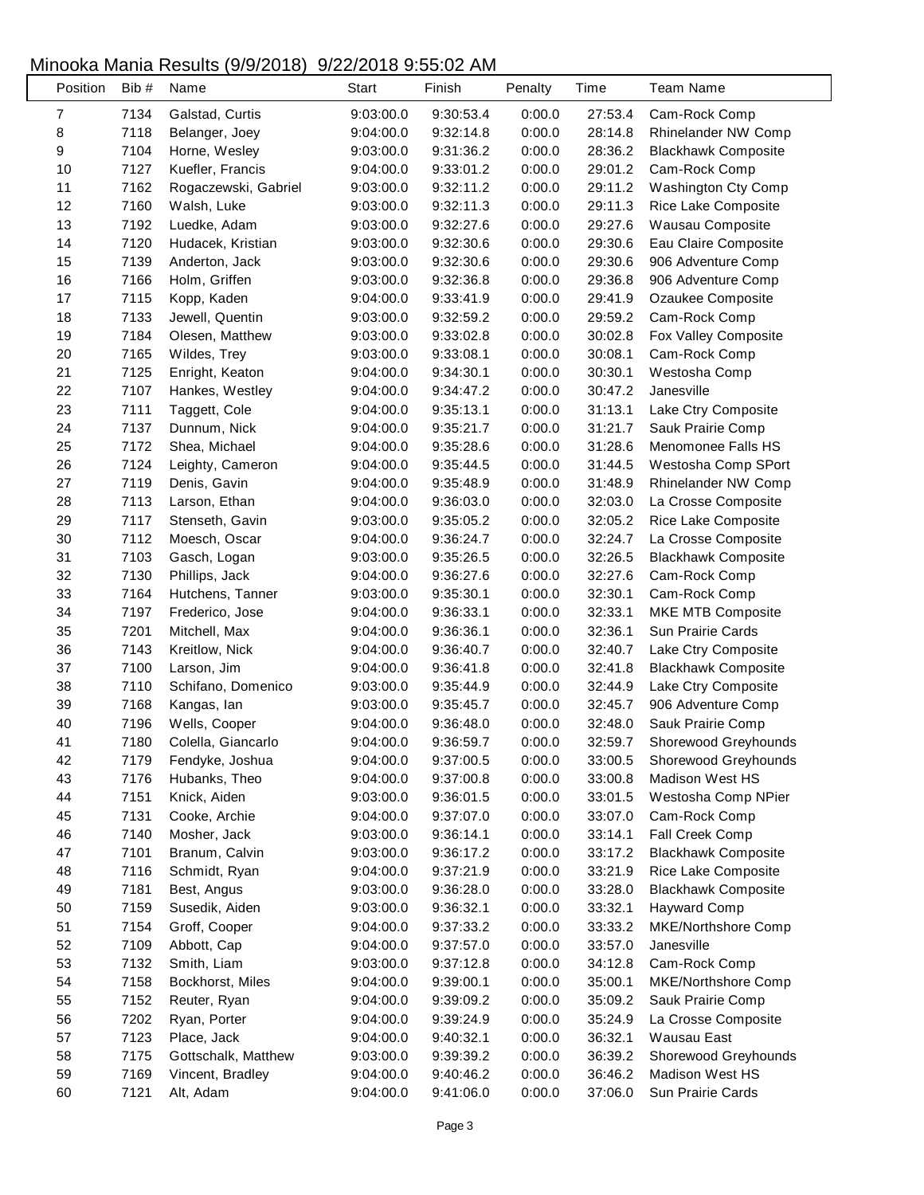Minooka Mania Results (9/9/2018)   9/22/2018 9:55:02 AM

| Position | Bib # | Name | Start | Finish | Penalty | Time | Team Name |
|---|---|---|---|---|---|---|---|
| 7 | 7134 | Galstad, Curtis | 9:03:00.0 | 9:30:53.4 | 0:00.0 | 27:53.4 | Cam-Rock Comp |
| 8 | 7118 | Belanger, Joey | 9:04:00.0 | 9:32:14.8 | 0:00.0 | 28:14.8 | Rhinelander NW Comp |
| 9 | 7104 | Horne, Wesley | 9:03:00.0 | 9:31:36.2 | 0:00.0 | 28:36.2 | Blackhawk Composite |
| 10 | 7127 | Kuefler, Francis | 9:04:00.0 | 9:33:01.2 | 0:00.0 | 29:01.2 | Cam-Rock Comp |
| 11 | 7162 | Rogaczewski, Gabriel | 9:03:00.0 | 9:32:11.2 | 0:00.0 | 29:11.2 | Washington Cty Comp |
| 12 | 7160 | Walsh, Luke | 9:03:00.0 | 9:32:11.3 | 0:00.0 | 29:11.3 | Rice Lake Composite |
| 13 | 7192 | Luedke, Adam | 9:03:00.0 | 9:32:27.6 | 0:00.0 | 29:27.6 | Wausau Composite |
| 14 | 7120 | Hudacek, Kristian | 9:03:00.0 | 9:32:30.6 | 0:00.0 | 29:30.6 | Eau Claire Composite |
| 15 | 7139 | Anderton, Jack | 9:03:00.0 | 9:32:30.6 | 0:00.0 | 29:30.6 | 906 Adventure Comp |
| 16 | 7166 | Holm, Griffen | 9:03:00.0 | 9:32:36.8 | 0:00.0 | 29:36.8 | 906 Adventure Comp |
| 17 | 7115 | Kopp, Kaden | 9:04:00.0 | 9:33:41.9 | 0:00.0 | 29:41.9 | Ozaukee Composite |
| 18 | 7133 | Jewell, Quentin | 9:03:00.0 | 9:32:59.2 | 0:00.0 | 29:59.2 | Cam-Rock Comp |
| 19 | 7184 | Olesen, Matthew | 9:03:00.0 | 9:33:02.8 | 0:00.0 | 30:02.8 | Fox Valley Composite |
| 20 | 7165 | Wildes, Trey | 9:03:00.0 | 9:33:08.1 | 0:00.0 | 30:08.1 | Cam-Rock Comp |
| 21 | 7125 | Enright, Keaton | 9:04:00.0 | 9:34:30.1 | 0:00.0 | 30:30.1 | Westosha Comp |
| 22 | 7107 | Hankes, Westley | 9:04:00.0 | 9:34:47.2 | 0:00.0 | 30:47.2 | Janesville |
| 23 | 7111 | Taggett, Cole | 9:04:00.0 | 9:35:13.1 | 0:00.0 | 31:13.1 | Lake Ctry Composite |
| 24 | 7137 | Dunnum, Nick | 9:04:00.0 | 9:35:21.7 | 0:00.0 | 31:21.7 | Sauk Prairie Comp |
| 25 | 7172 | Shea, Michael | 9:04:00.0 | 9:35:28.6 | 0:00.0 | 31:28.6 | Menomonee Falls HS |
| 26 | 7124 | Leighty, Cameron | 9:04:00.0 | 9:35:44.5 | 0:00.0 | 31:44.5 | Westosha Comp SPort |
| 27 | 7119 | Denis, Gavin | 9:04:00.0 | 9:35:48.9 | 0:00.0 | 31:48.9 | Rhinelander NW Comp |
| 28 | 7113 | Larson, Ethan | 9:04:00.0 | 9:36:03.0 | 0:00.0 | 32:03.0 | La Crosse Composite |
| 29 | 7117 | Stenseth, Gavin | 9:03:00.0 | 9:35:05.2 | 0:00.0 | 32:05.2 | Rice Lake Composite |
| 30 | 7112 | Moesch, Oscar | 9:04:00.0 | 9:36:24.7 | 0:00.0 | 32:24.7 | La Crosse Composite |
| 31 | 7103 | Gasch, Logan | 9:03:00.0 | 9:35:26.5 | 0:00.0 | 32:26.5 | Blackhawk Composite |
| 32 | 7130 | Phillips, Jack | 9:04:00.0 | 9:36:27.6 | 0:00.0 | 32:27.6 | Cam-Rock Comp |
| 33 | 7164 | Hutchens, Tanner | 9:03:00.0 | 9:35:30.1 | 0:00.0 | 32:30.1 | Cam-Rock Comp |
| 34 | 7197 | Frederico, Jose | 9:04:00.0 | 9:36:33.1 | 0:00.0 | 32:33.1 | MKE MTB Composite |
| 35 | 7201 | Mitchell, Max | 9:04:00.0 | 9:36:36.1 | 0:00.0 | 32:36.1 | Sun Prairie Cards |
| 36 | 7143 | Kreitlow, Nick | 9:04:00.0 | 9:36:40.7 | 0:00.0 | 32:40.7 | Lake Ctry Composite |
| 37 | 7100 | Larson, Jim | 9:04:00.0 | 9:36:41.8 | 0:00.0 | 32:41.8 | Blackhawk Composite |
| 38 | 7110 | Schifano, Domenico | 9:03:00.0 | 9:35:44.9 | 0:00.0 | 32:44.9 | Lake Ctry Composite |
| 39 | 7168 | Kangas, Ian | 9:03:00.0 | 9:35:45.7 | 0:00.0 | 32:45.7 | 906 Adventure Comp |
| 40 | 7196 | Wells, Cooper | 9:04:00.0 | 9:36:48.0 | 0:00.0 | 32:48.0 | Sauk Prairie Comp |
| 41 | 7180 | Colella, Giancarlo | 9:04:00.0 | 9:36:59.7 | 0:00.0 | 32:59.7 | Shorewood Greyhounds |
| 42 | 7179 | Fendyke, Joshua | 9:04:00.0 | 9:37:00.5 | 0:00.0 | 33:00.5 | Shorewood Greyhounds |
| 43 | 7176 | Hubanks, Theo | 9:04:00.0 | 9:37:00.8 | 0:00.0 | 33:00.8 | Madison West HS |
| 44 | 7151 | Knick, Aiden | 9:03:00.0 | 9:36:01.5 | 0:00.0 | 33:01.5 | Westosha Comp NPier |
| 45 | 7131 | Cooke, Archie | 9:04:00.0 | 9:37:07.0 | 0:00.0 | 33:07.0 | Cam-Rock Comp |
| 46 | 7140 | Mosher, Jack | 9:03:00.0 | 9:36:14.1 | 0:00.0 | 33:14.1 | Fall Creek Comp |
| 47 | 7101 | Branum, Calvin | 9:03:00.0 | 9:36:17.2 | 0:00.0 | 33:17.2 | Blackhawk Composite |
| 48 | 7116 | Schmidt, Ryan | 9:04:00.0 | 9:37:21.9 | 0:00.0 | 33:21.9 | Rice Lake Composite |
| 49 | 7181 | Best, Angus | 9:03:00.0 | 9:36:28.0 | 0:00.0 | 33:28.0 | Blackhawk Composite |
| 50 | 7159 | Susedik, Aiden | 9:03:00.0 | 9:36:32.1 | 0:00.0 | 33:32.1 | Hayward Comp |
| 51 | 7154 | Groff, Cooper | 9:04:00.0 | 9:37:33.2 | 0:00.0 | 33:33.2 | MKE/Northshore Comp |
| 52 | 7109 | Abbott, Cap | 9:04:00.0 | 9:37:57.0 | 0:00.0 | 33:57.0 | Janesville |
| 53 | 7132 | Smith, Liam | 9:03:00.0 | 9:37:12.8 | 0:00.0 | 34:12.8 | Cam-Rock Comp |
| 54 | 7158 | Bockhorst, Miles | 9:04:00.0 | 9:39:00.1 | 0:00.0 | 35:00.1 | MKE/Northshore Comp |
| 55 | 7152 | Reuter, Ryan | 9:04:00.0 | 9:39:09.2 | 0:00.0 | 35:09.2 | Sauk Prairie Comp |
| 56 | 7202 | Ryan, Porter | 9:04:00.0 | 9:39:24.9 | 0:00.0 | 35:24.9 | La Crosse Composite |
| 57 | 7123 | Place, Jack | 9:04:00.0 | 9:40:32.1 | 0:00.0 | 36:32.1 | Wausau East |
| 58 | 7175 | Gottschalk, Matthew | 9:03:00.0 | 9:39:39.2 | 0:00.0 | 36:39.2 | Shorewood Greyhounds |
| 59 | 7169 | Vincent, Bradley | 9:04:00.0 | 9:40:46.2 | 0:00.0 | 36:46.2 | Madison West HS |
| 60 | 7121 | Alt, Adam | 9:04:00.0 | 9:41:06.0 | 0:00.0 | 37:06.0 | Sun Prairie Cards |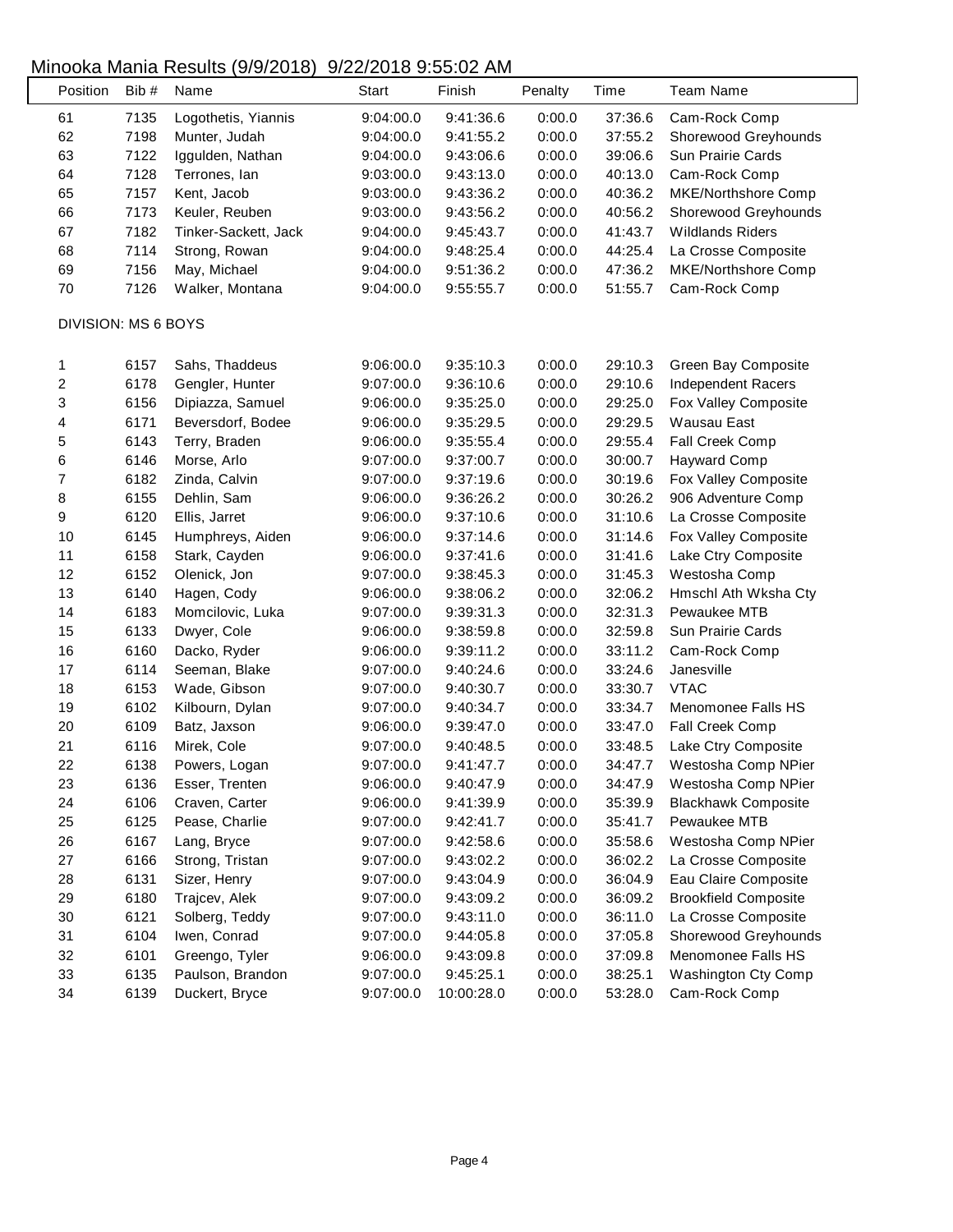# Minooka Mania Results (9/9/2018) 9/22/2018 9:55:02 AM

| Position | Bib # | Name | Start | Finish | Penalty | Time | Team Name |
|---|---|---|---|---|---|---|---|
| 61 | 7135 | Logothetis, Yiannis | 9:04:00.0 | 9:41:36.6 | 0:00.0 | 37:36.6 | Cam-Rock Comp |
| 62 | 7198 | Munter, Judah | 9:04:00.0 | 9:41:55.2 | 0:00.0 | 37:55.2 | Shorewood Greyhounds |
| 63 | 7122 | Iggulden, Nathan | 9:04:00.0 | 9:43:06.6 | 0:00.0 | 39:06.6 | Sun Prairie Cards |
| 64 | 7128 | Terrones, Ian | 9:03:00.0 | 9:43:13.0 | 0:00.0 | 40:13.0 | Cam-Rock Comp |
| 65 | 7157 | Kent, Jacob | 9:03:00.0 | 9:43:36.2 | 0:00.0 | 40:36.2 | MKE/Northshore Comp |
| 66 | 7173 | Keuler, Reuben | 9:03:00.0 | 9:43:56.2 | 0:00.0 | 40:56.2 | Shorewood Greyhounds |
| 67 | 7182 | Tinker-Sackett, Jack | 9:04:00.0 | 9:45:43.7 | 0:00.0 | 41:43.7 | Wildlands Riders |
| 68 | 7114 | Strong, Rowan | 9:04:00.0 | 9:48:25.4 | 0:00.0 | 44:25.4 | La Crosse Composite |
| 69 | 7156 | May, Michael | 9:04:00.0 | 9:51:36.2 | 0:00.0 | 47:36.2 | MKE/Northshore Comp |
| 70 | 7126 | Walker, Montana | 9:04:00.0 | 9:55:55.7 | 0:00.0 | 51:55.7 | Cam-Rock Comp |

DIVISION: MS 6 BOYS

| Position | Bib # | Name | Start | Finish | Penalty | Time | Team Name |
|---|---|---|---|---|---|---|---|
| 1 | 6157 | Sahs, Thaddeus | 9:06:00.0 | 9:35:10.3 | 0:00.0 | 29:10.3 | Green Bay Composite |
| 2 | 6178 | Gengler, Hunter | 9:07:00.0 | 9:36:10.6 | 0:00.0 | 29:10.6 | Independent Racers |
| 3 | 6156 | Dipiazza, Samuel | 9:06:00.0 | 9:35:25.0 | 0:00.0 | 29:25.0 | Fox Valley Composite |
| 4 | 6171 | Beversdorf, Bodee | 9:06:00.0 | 9:35:29.5 | 0:00.0 | 29:29.5 | Wausau East |
| 5 | 6143 | Terry, Braden | 9:06:00.0 | 9:35:55.4 | 0:00.0 | 29:55.4 | Fall Creek Comp |
| 6 | 6146 | Morse, Arlo | 9:07:00.0 | 9:37:00.7 | 0:00.0 | 30:00.7 | Hayward Comp |
| 7 | 6182 | Zinda, Calvin | 9:07:00.0 | 9:37:19.6 | 0:00.0 | 30:19.6 | Fox Valley Composite |
| 8 | 6155 | Dehlin, Sam | 9:06:00.0 | 9:36:26.2 | 0:00.0 | 30:26.2 | 906 Adventure Comp |
| 9 | 6120 | Ellis, Jarret | 9:06:00.0 | 9:37:10.6 | 0:00.0 | 31:10.6 | La Crosse Composite |
| 10 | 6145 | Humphreys, Aiden | 9:06:00.0 | 9:37:14.6 | 0:00.0 | 31:14.6 | Fox Valley Composite |
| 11 | 6158 | Stark, Cayden | 9:06:00.0 | 9:37:41.6 | 0:00.0 | 31:41.6 | Lake Ctry Composite |
| 12 | 6152 | Olenick, Jon | 9:07:00.0 | 9:38:45.3 | 0:00.0 | 31:45.3 | Westosha Comp |
| 13 | 6140 | Hagen, Cody | 9:06:00.0 | 9:38:06.2 | 0:00.0 | 32:06.2 | Hmschl Ath Wksha Cty |
| 14 | 6183 | Momcilovic, Luka | 9:07:00.0 | 9:39:31.3 | 0:00.0 | 32:31.3 | Pewaukee MTB |
| 15 | 6133 | Dwyer, Cole | 9:06:00.0 | 9:38:59.8 | 0:00.0 | 32:59.8 | Sun Prairie Cards |
| 16 | 6160 | Dacko, Ryder | 9:06:00.0 | 9:39:11.2 | 0:00.0 | 33:11.2 | Cam-Rock Comp |
| 17 | 6114 | Seeman, Blake | 9:07:00.0 | 9:40:24.6 | 0:00.0 | 33:24.6 | Janesville |
| 18 | 6153 | Wade, Gibson | 9:07:00.0 | 9:40:30.7 | 0:00.0 | 33:30.7 | VTAC |
| 19 | 6102 | Kilbourn, Dylan | 9:07:00.0 | 9:40:34.7 | 0:00.0 | 33:34.7 | Menomonee Falls HS |
| 20 | 6109 | Batz, Jaxson | 9:06:00.0 | 9:39:47.0 | 0:00.0 | 33:47.0 | Fall Creek Comp |
| 21 | 6116 | Mirek, Cole | 9:07:00.0 | 9:40:48.5 | 0:00.0 | 33:48.5 | Lake Ctry Composite |
| 22 | 6138 | Powers, Logan | 9:07:00.0 | 9:41:47.7 | 0:00.0 | 34:47.7 | Westosha Comp NPier |
| 23 | 6136 | Esser, Trenten | 9:06:00.0 | 9:40:47.9 | 0:00.0 | 34:47.9 | Westosha Comp NPier |
| 24 | 6106 | Craven, Carter | 9:06:00.0 | 9:41:39.9 | 0:00.0 | 35:39.9 | Blackhawk Composite |
| 25 | 6125 | Pease, Charlie | 9:07:00.0 | 9:42:41.7 | 0:00.0 | 35:41.7 | Pewaukee MTB |
| 26 | 6167 | Lang, Bryce | 9:07:00.0 | 9:42:58.6 | 0:00.0 | 35:58.6 | Westosha Comp NPier |
| 27 | 6166 | Strong, Tristan | 9:07:00.0 | 9:43:02.2 | 0:00.0 | 36:02.2 | La Crosse Composite |
| 28 | 6131 | Sizer, Henry | 9:07:00.0 | 9:43:04.9 | 0:00.0 | 36:04.9 | Eau Claire Composite |
| 29 | 6180 | Trajcev, Alek | 9:07:00.0 | 9:43:09.2 | 0:00.0 | 36:09.2 | Brookfield Composite |
| 30 | 6121 | Solberg, Teddy | 9:07:00.0 | 9:43:11.0 | 0:00.0 | 36:11.0 | La Crosse Composite |
| 31 | 6104 | Iwen, Conrad | 9:07:00.0 | 9:44:05.8 | 0:00.0 | 37:05.8 | Shorewood Greyhounds |
| 32 | 6101 | Greengo, Tyler | 9:06:00.0 | 9:43:09.8 | 0:00.0 | 37:09.8 | Menomonee Falls HS |
| 33 | 6135 | Paulson, Brandon | 9:07:00.0 | 9:45:25.1 | 0:00.0 | 38:25.1 | Washington Cty Comp |
| 34 | 6139 | Duckert, Bryce | 9:07:00.0 | 10:00:28.0 | 0:00.0 | 53:28.0 | Cam-Rock Comp |